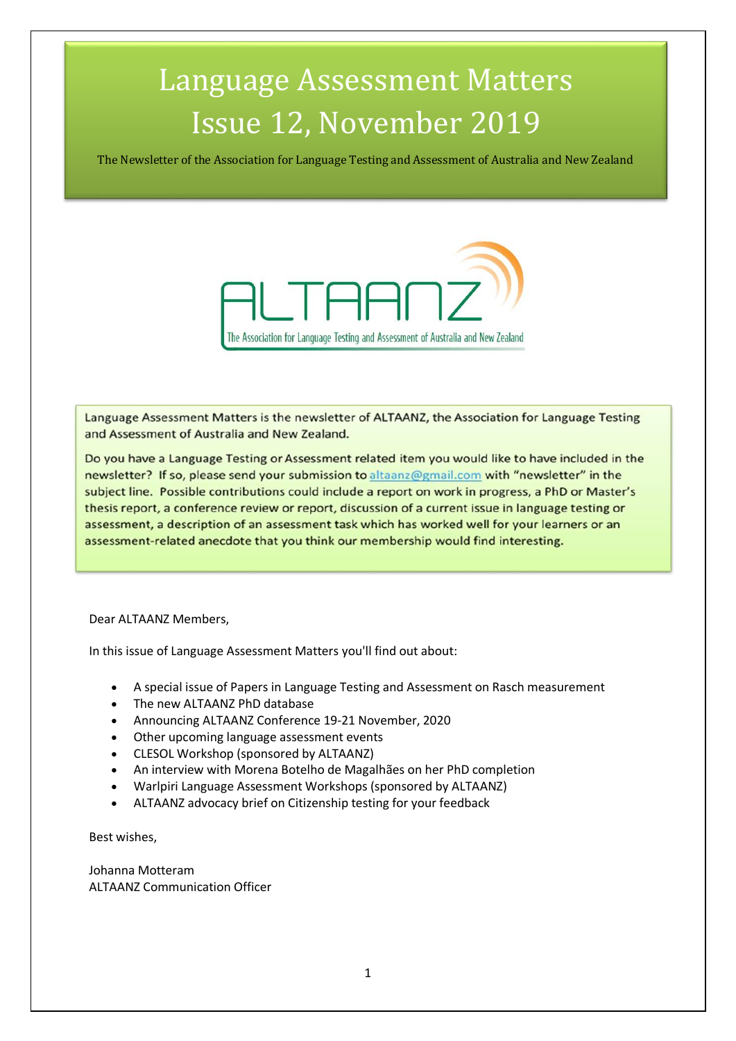# Language Assessment Matters
# Issue 12, November 2019

The Newsletter of the Association for Language Testing and Assessment of Australia and New Zealand

ALTAANZ
The Association for Language Testing and Assessment of Australia and New Zealand

Language Assessment Matters is the newsletter of ALTAANZ, the Association for Language Testing and Assessment of Australia and New Zealand.

Do you have a Language Testing or Assessment related item you would like to have included in the newsletter? If so, please send your submission to altaanz@gmail.com with "newsletter" in the subject line. Possible contributions could include a report on work in progress, a PhD or Master's thesis report, a conference review or report, discussion of a current issue in language testing or assessment, a description of an assessment task which has worked well for your learners or an assessment-related anecdote that you think our membership would find interesting.

Dear ALTAANZ Members,

In this issue of Language Assessment Matters you'll find out about:

- A special issue of Papers in Language Testing and Assessment on Rasch measurement
- The new ALTAANZ PhD database
- Announcing ALTAANZ Conference 19-21 November, 2020
- Other upcoming language assessment events
- CLESOL Workshop (sponsored by ALTAANZ)
- An interview with Morena Botelho de Magalhães on her PhD completion
- Warlpiri Language Assessment Workshops (sponsored by ALTAANZ)
- ALTAANZ advocacy brief on Citizenship testing for your feedback

Best wishes,

Johanna Motteram
ALTAANZ Communication Officer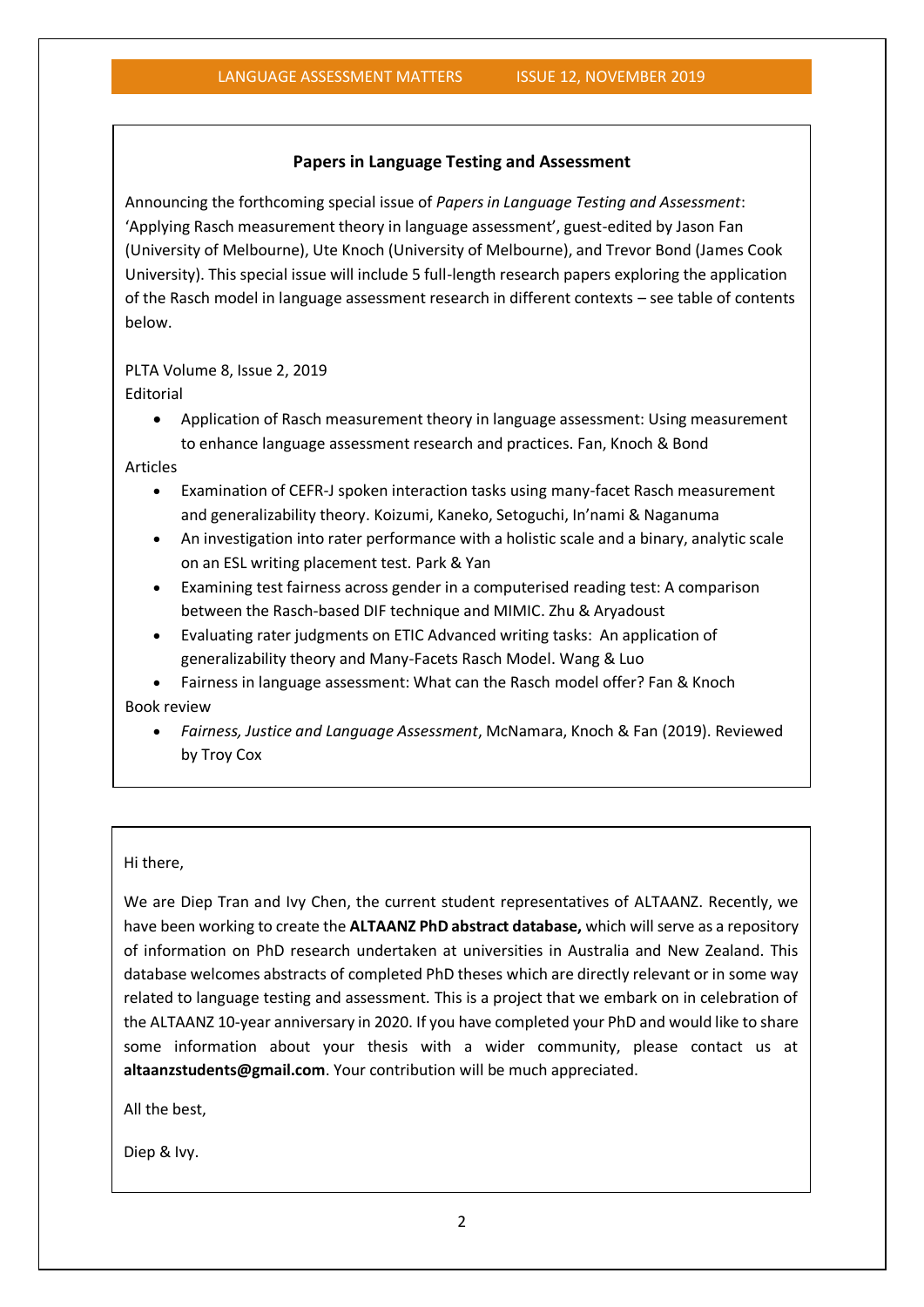## Papers in Language Testing and Assessment

Announcing the forthcoming special issue of *Papers in Language Testing and Assessment*: 'Applying Rasch measurement theory in language assessment', guest-edited by Jason Fan (University of Melbourne), Ute Knoch (University of Melbourne), and Trevor Bond (James Cook University). This special issue will include 5 full-length research papers exploring the application of the Rasch model in language assessment research in different contexts – see table of contents below.

PLTA Volume 8, Issue 2, 2019

Editorial

- Application of Rasch measurement theory in language assessment: Using measurement to enhance language assessment research and practices. Fan, Knoch & Bond

Articles

- Examination of CEFR-J spoken interaction tasks using many-facet Rasch measurement and generalizability theory. Koizumi, Kaneko, Setoguchi, In'nami & Naganuma
- An investigation into rater performance with a holistic scale and a binary, analytic scale on an ESL writing placement test. Park & Yan
- Examining test fairness across gender in a computerised reading test: A comparison between the Rasch-based DIF technique and MIMIC. Zhu & Aryadoust
- Evaluating rater judgments on ETIC Advanced writing tasks: An application of generalizability theory and Many-Facets Rasch Model. Wang & Luo
- Fairness in language assessment: What can the Rasch model offer? Fan & Knoch

Book review

- *Fairness, Justice and Language Assessment*, McNamara, Knoch & Fan (2019). Reviewed by Troy Cox

---

Hi there,

We are Diep Tran and Ivy Chen, the current student representatives of ALTAANZ. Recently, we have been working to create the **ALTAANZ PhD abstract database,** which will serve as a repository of information on PhD research undertaken at universities in Australia and New Zealand. This database welcomes abstracts of completed PhD theses which are directly relevant or in some way related to language testing and assessment. This is a project that we embark on in celebration of the ALTAANZ 10-year anniversary in 2020. If you have completed your PhD and would like to share some information about your thesis with a wider community, please contact us at **altaanzstudents@gmail.com**. Your contribution will be much appreciated.

All the best,

Diep & Ivy.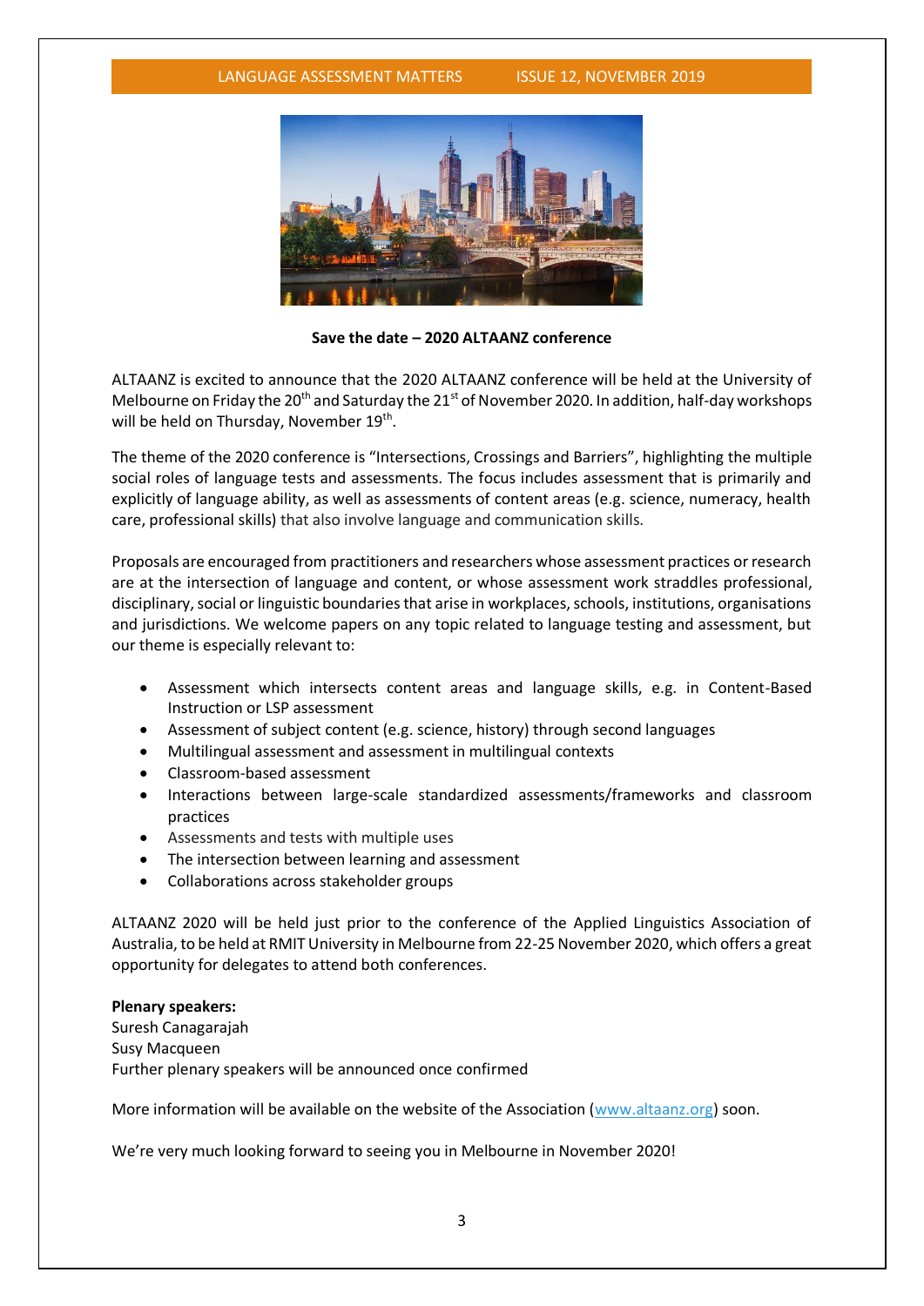**Save the date – 2020 ALTAANZ conference**

ALTAANZ is excited to announce that the 2020 ALTAANZ conference will be held at the University of Melbourne on Friday the 20th and Saturday the 21st of November 2020. In addition, half-day workshops will be held on Thursday, November 19th.

The theme of the 2020 conference is "Intersections, Crossings and Barriers", highlighting the multiple social roles of language tests and assessments. The focus includes assessment that is primarily and explicitly of language ability, as well as assessments of content areas (e.g. science, numeracy, health care, professional skills) that also involve language and communication skills.

Proposals are encouraged from practitioners and researchers whose assessment practices or research are at the intersection of language and content, or whose assessment work straddles professional, disciplinary, social or linguistic boundaries that arise in workplaces, schools, institutions, organisations and jurisdictions. We welcome papers on any topic related to language testing and assessment, but our theme is especially relevant to:

- Assessment which intersects content areas and language skills, e.g. in Content-Based Instruction or LSP assessment
- Assessment of subject content (e.g. science, history) through second languages
- Multilingual assessment and assessment in multilingual contexts
- Classroom-based assessment
- Interactions between large-scale standardized assessments/frameworks and classroom practices
- Assessments and tests with multiple uses
- The intersection between learning and assessment
- Collaborations across stakeholder groups

ALTAANZ 2020 will be held just prior to the conference of the Applied Linguistics Association of Australia, to be held at RMIT University in Melbourne from 22-25 November 2020, which offers a great opportunity for delegates to attend both conferences.

**Plenary speakers:**
Suresh Canagarajah
Susy Macqueen
Further plenary speakers will be announced once confirmed

More information will be available on the website of the Association (www.altaanz.org) soon.

We're very much looking forward to seeing you in Melbourne in November 2020!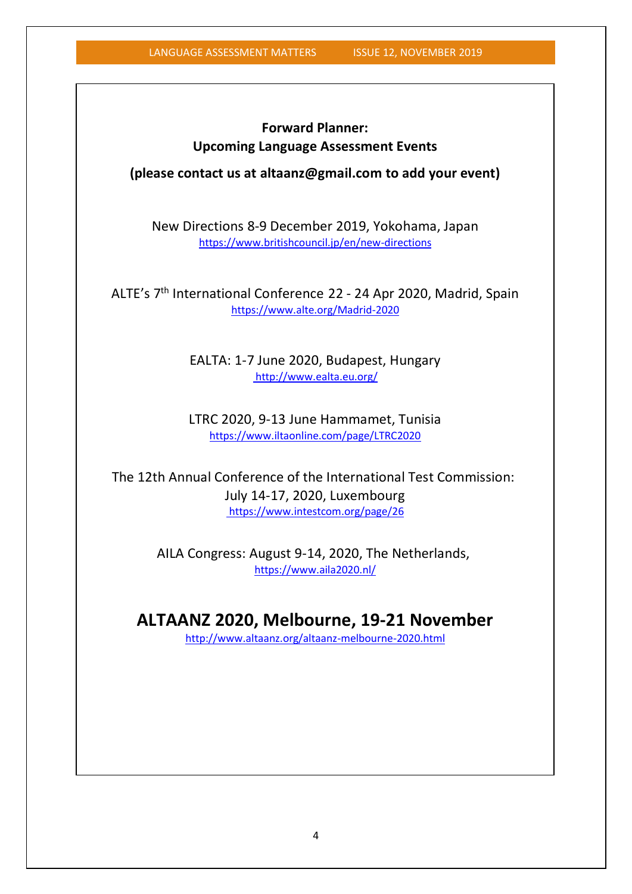## Forward Planner:
## Upcoming Language Assessment Events

**(please contact us at altaanz@gmail.com to add your event)**

New Directions 8-9 December 2019, Yokohama, Japan
https://www.britishcouncil.jp/en/new-directions

ALTE's 7th International Conference 22 - 24 Apr 2020, Madrid, Spain
https://www.alte.org/Madrid-2020

EALTA: 1-7 June 2020, Budapest, Hungary
http://www.ealta.eu.org/

LTRC 2020, 9-13 June Hammamet, Tunisia
https://www.iltaonline.com/page/LTRC2020

The 12th Annual Conference of the International Test Commission: July 14-17, 2020, Luxembourg
https://www.intestcom.org/page/26

AILA Congress: August 9-14, 2020, The Netherlands,
https://www.aila2020.nl/

## ALTAANZ 2020, Melbourne, 19-21 November

http://www.altaanz.org/altaanz-melbourne-2020.html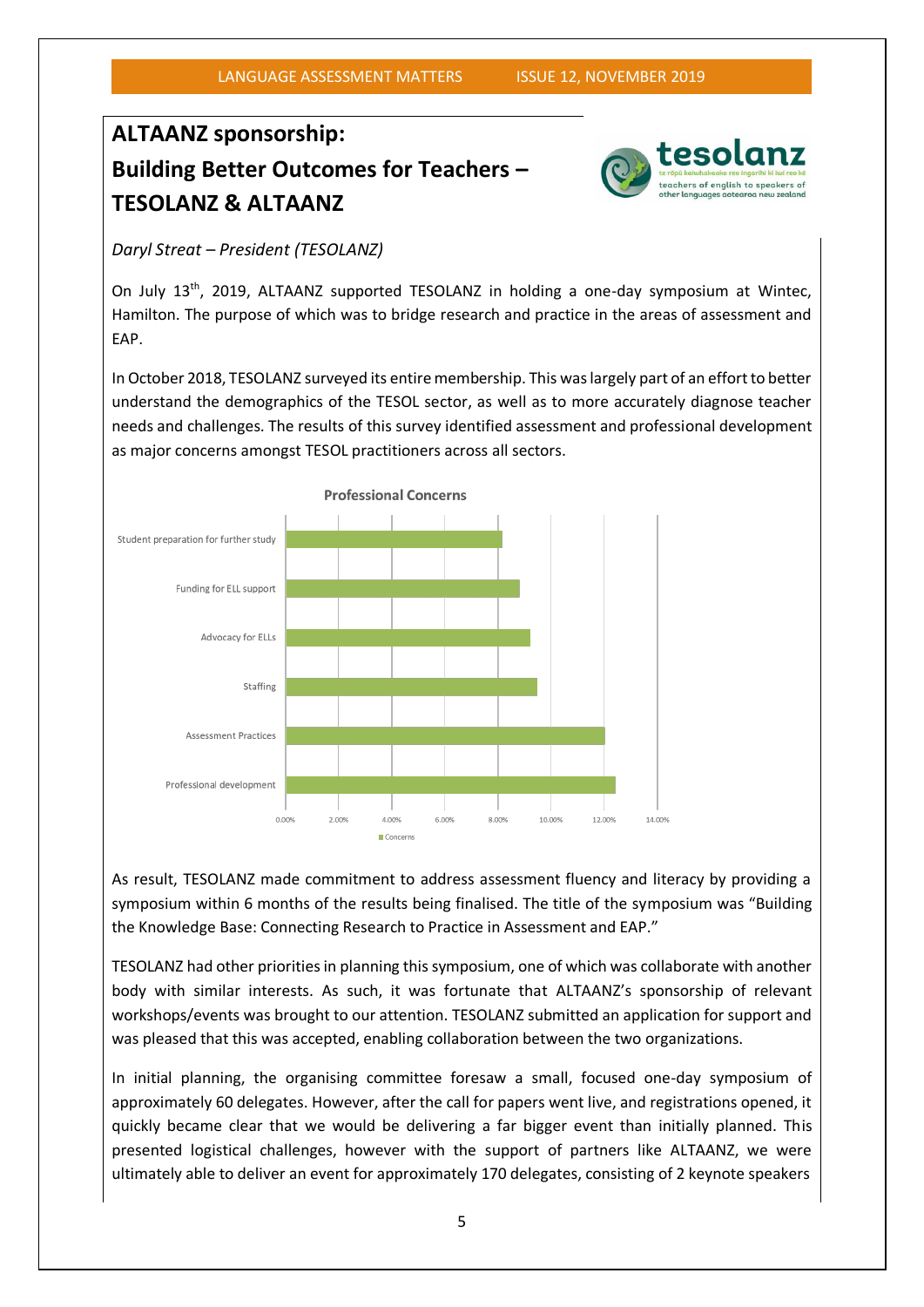# ALTAANZ sponsorship:
# Building Better Outcomes for Teachers – TESOLANZ & ALTAANZ

*Daryl Streat – President (TESOLANZ)*

On July 13th, 2019, ALTAANZ supported TESOLANZ in holding a one-day symposium at Wintec, Hamilton. The purpose of which was to bridge research and practice in the areas of assessment and EAP.

In October 2018, TESOLANZ surveyed its entire membership. This was largely part of an effort to better understand the demographics of the TESOL sector, as well as to more accurately diagnose teacher needs and challenges. The results of this survey identified assessment and professional development as major concerns amongst TESOL practitioners across all sectors.

As result, TESOLANZ made commitment to address assessment fluency and literacy by providing a symposium within 6 months of the results being finalised. The title of the symposium was "Building the Knowledge Base: Connecting Research to Practice in Assessment and EAP."

TESOLANZ had other priorities in planning this symposium, one of which was collaborate with another body with similar interests. As such, it was fortunate that ALTAANZ's sponsorship of relevant workshops/events was brought to our attention. TESOLANZ submitted an application for support and was pleased that this was accepted, enabling collaboration between the two organizations.

In initial planning, the organising committee foresaw a small, focused one-day symposium of approximately 60 delegates. However, after the call for papers went live, and registrations opened, it quickly became clear that we would be delivering a far bigger event than initially planned. This presented logistical challenges, however with the support of partners like ALTAANZ, we were ultimately able to deliver an event for approximately 170 delegates, consisting of 2 keynote speakers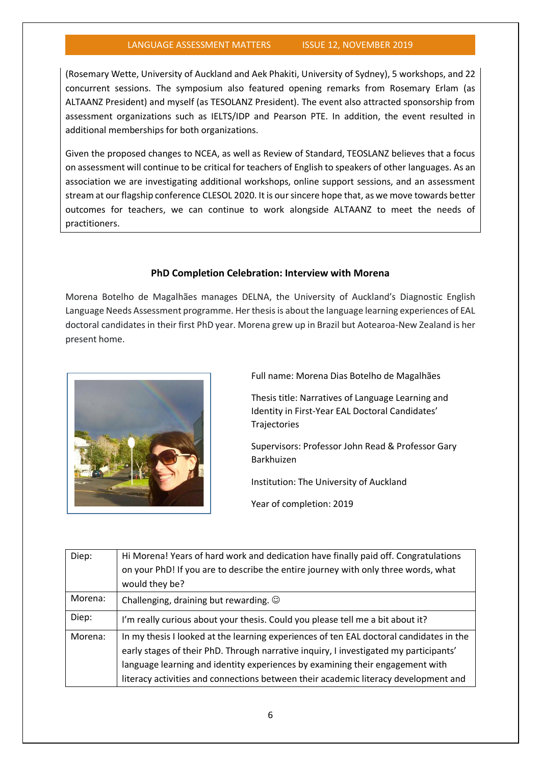(Rosemary Wette, University of Auckland and Aek Phakiti, University of Sydney), 5 workshops, and 22 concurrent sessions. The symposium also featured opening remarks from Rosemary Erlam (as ALTAANZ President) and myself (as TESOLANZ President). The event also attracted sponsorship from assessment organizations such as IELTS/IDP and Pearson PTE. In addition, the event resulted in additional memberships for both organizations.

Given the proposed changes to NCEA, as well as Review of Standard, TEOSLANZ believes that a focus on assessment will continue to be critical for teachers of English to speakers of other languages. As an association we are investigating additional workshops, online support sessions, and an assessment stream at our flagship conference CLESOL 2020. It is our sincere hope that, as we move towards better outcomes for teachers, we can continue to work alongside ALTAANZ to meet the needs of practitioners.

## PhD Completion Celebration: Interview with Morena

Morena Botelho de Magalhães manages DELNA, the University of Auckland's Diagnostic English Language Needs Assessment programme. Her thesis is about the language learning experiences of EAL doctoral candidates in their first PhD year. Morena grew up in Brazil but Aotearoa-New Zealand is her present home.

Full name: Morena Dias Botelho de Magalhães

Thesis title: Narratives of Language Learning and Identity in First-Year EAL Doctoral Candidates' Trajectories

Supervisors: Professor John Read & Professor Gary Barkhuizen

Institution: The University of Auckland

Year of completion: 2019

| | |
|---|---|
| Diep: | Hi Morena! Years of hard work and dedication have finally paid off. Congratulations on your PhD! If you are to describe the entire journey with only three words, what would they be? |
| Morena: | Challenging, draining but rewarding. ☺ |
| Diep: | I'm really curious about your thesis. Could you please tell me a bit about it? |
| Morena: | In my thesis I looked at the learning experiences of ten EAL doctoral candidates in the early stages of their PhD. Through narrative inquiry, I investigated my participants' language learning and identity experiences by examining their engagement with literacy activities and connections between their academic literacy development and |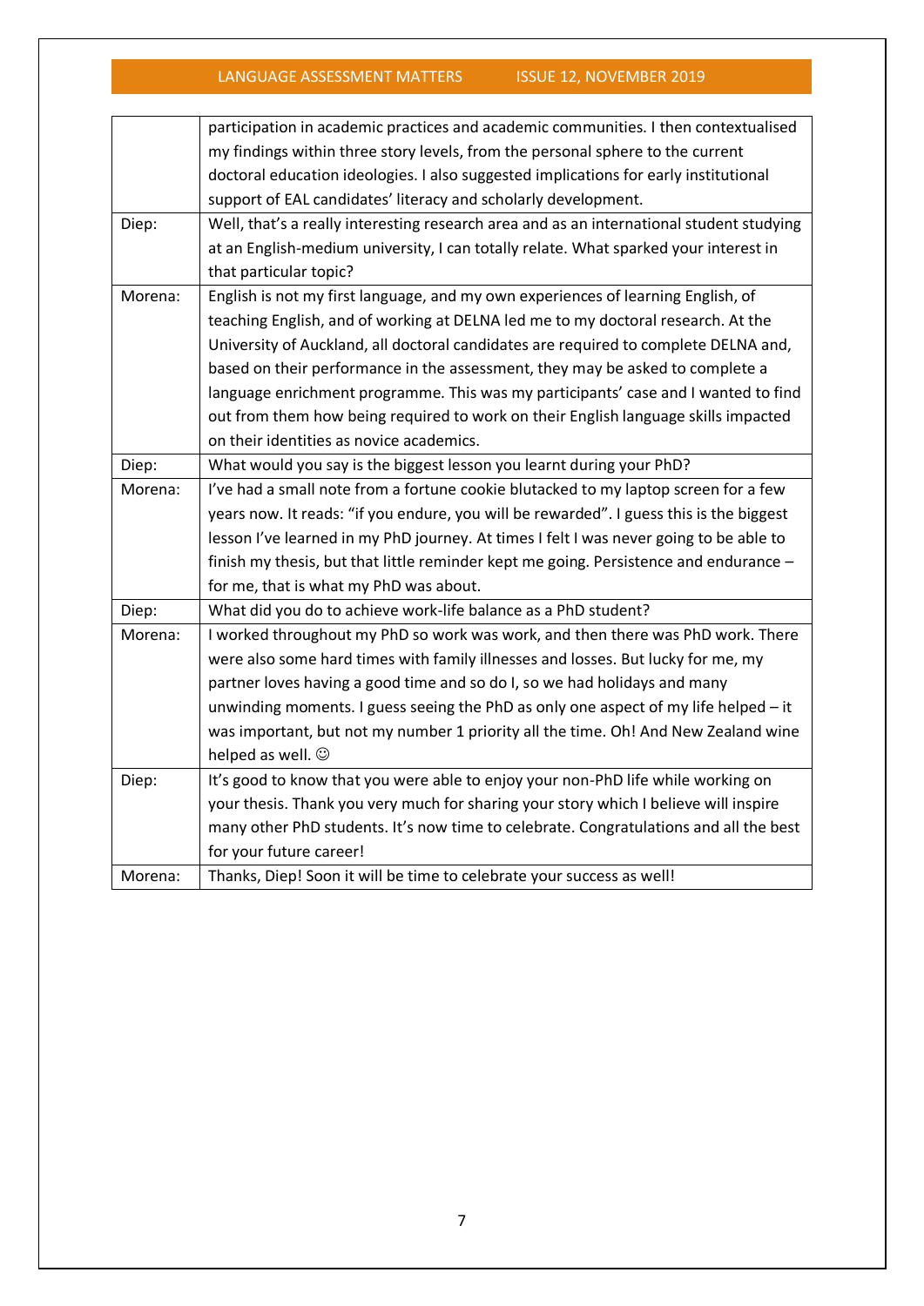| | |
|---|---|
| | participation in academic practices and academic communities. I then contextualised my findings within three story levels, from the personal sphere to the current doctoral education ideologies. I also suggested implications for early institutional support of EAL candidates' literacy and scholarly development. |
| Diep: | Well, that's a really interesting research area and as an international student studying at an English-medium university, I can totally relate. What sparked your interest in that particular topic? |
| Morena: | English is not my first language, and my own experiences of learning English, of teaching English, and of working at DELNA led me to my doctoral research. At the University of Auckland, all doctoral candidates are required to complete DELNA and, based on their performance in the assessment, they may be asked to complete a language enrichment programme. This was my participants' case and I wanted to find out from them how being required to work on their English language skills impacted on their identities as novice academics. |
| Diep: | What would you say is the biggest lesson you learnt during your PhD? |
| Morena: | I've had a small note from a fortune cookie blutacked to my laptop screen for a few years now. It reads: "if you endure, you will be rewarded". I guess this is the biggest lesson I've learned in my PhD journey. At times I felt I was never going to be able to finish my thesis, but that little reminder kept me going. Persistence and endurance – for me, that is what my PhD was about. |
| Diep: | What did you do to achieve work-life balance as a PhD student? |
| Morena: | I worked throughout my PhD so work was work, and then there was PhD work. There were also some hard times with family illnesses and losses. But lucky for me, my partner loves having a good time and so do I, so we had holidays and many unwinding moments. I guess seeing the PhD as only one aspect of my life helped – it was important, but not my number 1 priority all the time. Oh! And New Zealand wine helped as well. ☺ |
| Diep: | It's good to know that you were able to enjoy your non-PhD life while working on your thesis. Thank you very much for sharing your story which I believe will inspire many other PhD students. It's now time to celebrate. Congratulations and all the best for your future career! |
| Morena: | Thanks, Diep! Soon it will be time to celebrate your success as well! |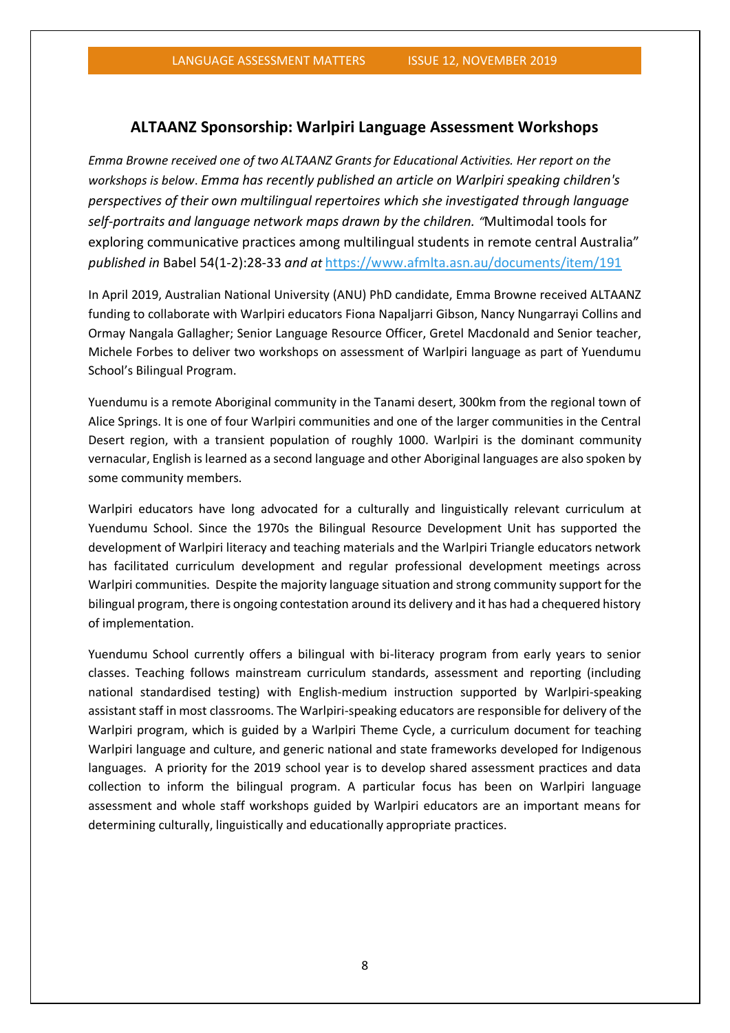## ALTAANZ Sponsorship: Warlpiri Language Assessment Workshops

*Emma Browne received one of two ALTAANZ Grants for Educational Activities. Her report on the workshops is below. Emma has recently published an article on Warlpiri speaking children's perspectives of their own multilingual repertoires which she investigated through language self-portraits and language network maps drawn by the children. "*Multimodal tools for exploring communicative practices among multilingual students in remote central Australia" *published in* Babel 54(1-2):28-33 *and at* https://www.afmlta.asn.au/documents/item/191

In April 2019, Australian National University (ANU) PhD candidate, Emma Browne received ALTAANZ funding to collaborate with Warlpiri educators Fiona Napaljarri Gibson, Nancy Nungarrayi Collins and Ormay Nangala Gallagher; Senior Language Resource Officer, Gretel Macdonald and Senior teacher, Michele Forbes to deliver two workshops on assessment of Warlpiri language as part of Yuendumu School's Bilingual Program.

Yuendumu is a remote Aboriginal community in the Tanami desert, 300km from the regional town of Alice Springs. It is one of four Warlpiri communities and one of the larger communities in the Central Desert region, with a transient population of roughly 1000. Warlpiri is the dominant community vernacular, English is learned as a second language and other Aboriginal languages are also spoken by some community members.

Warlpiri educators have long advocated for a culturally and linguistically relevant curriculum at Yuendumu School. Since the 1970s the Bilingual Resource Development Unit has supported the development of Warlpiri literacy and teaching materials and the Warlpiri Triangle educators network has facilitated curriculum development and regular professional development meetings across Warlpiri communities. Despite the majority language situation and strong community support for the bilingual program, there is ongoing contestation around its delivery and it has had a chequered history of implementation.

Yuendumu School currently offers a bilingual with bi-literacy program from early years to senior classes. Teaching follows mainstream curriculum standards, assessment and reporting (including national standardised testing) with English-medium instruction supported by Warlpiri-speaking assistant staff in most classrooms. The Warlpiri-speaking educators are responsible for delivery of the Warlpiri program, which is guided by a Warlpiri Theme Cycle, a curriculum document for teaching Warlpiri language and culture, and generic national and state frameworks developed for Indigenous languages. A priority for the 2019 school year is to develop shared assessment practices and data collection to inform the bilingual program. A particular focus has been on Warlpiri language assessment and whole staff workshops guided by Warlpiri educators are an important means for determining culturally, linguistically and educationally appropriate practices.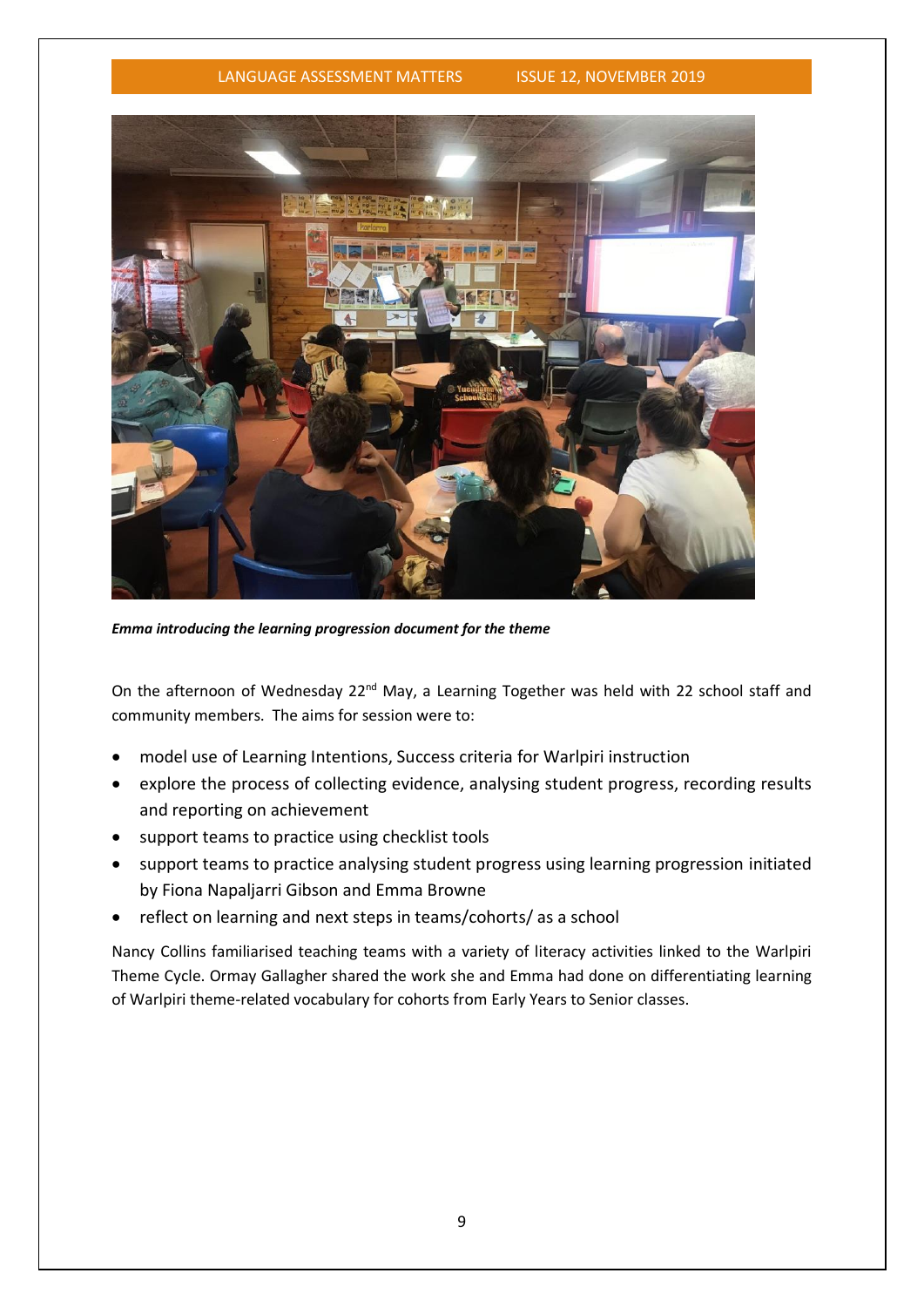*Emma introducing the learning progression document for the theme*

On the afternoon of Wednesday 22nd May, a Learning Together was held with 22 school staff and community members. The aims for session were to:

- model use of Learning Intentions, Success criteria for Warlpiri instruction
- explore the process of collecting evidence, analysing student progress, recording results and reporting on achievement
- support teams to practice using checklist tools
- support teams to practice analysing student progress using learning progression initiated by Fiona Napaljarri Gibson and Emma Browne
- reflect on learning and next steps in teams/cohorts/ as a school

Nancy Collins familiarised teaching teams with a variety of literacy activities linked to the Warlpiri Theme Cycle. Ormay Gallagher shared the work she and Emma had done on differentiating learning of Warlpiri theme-related vocabulary for cohorts from Early Years to Senior classes.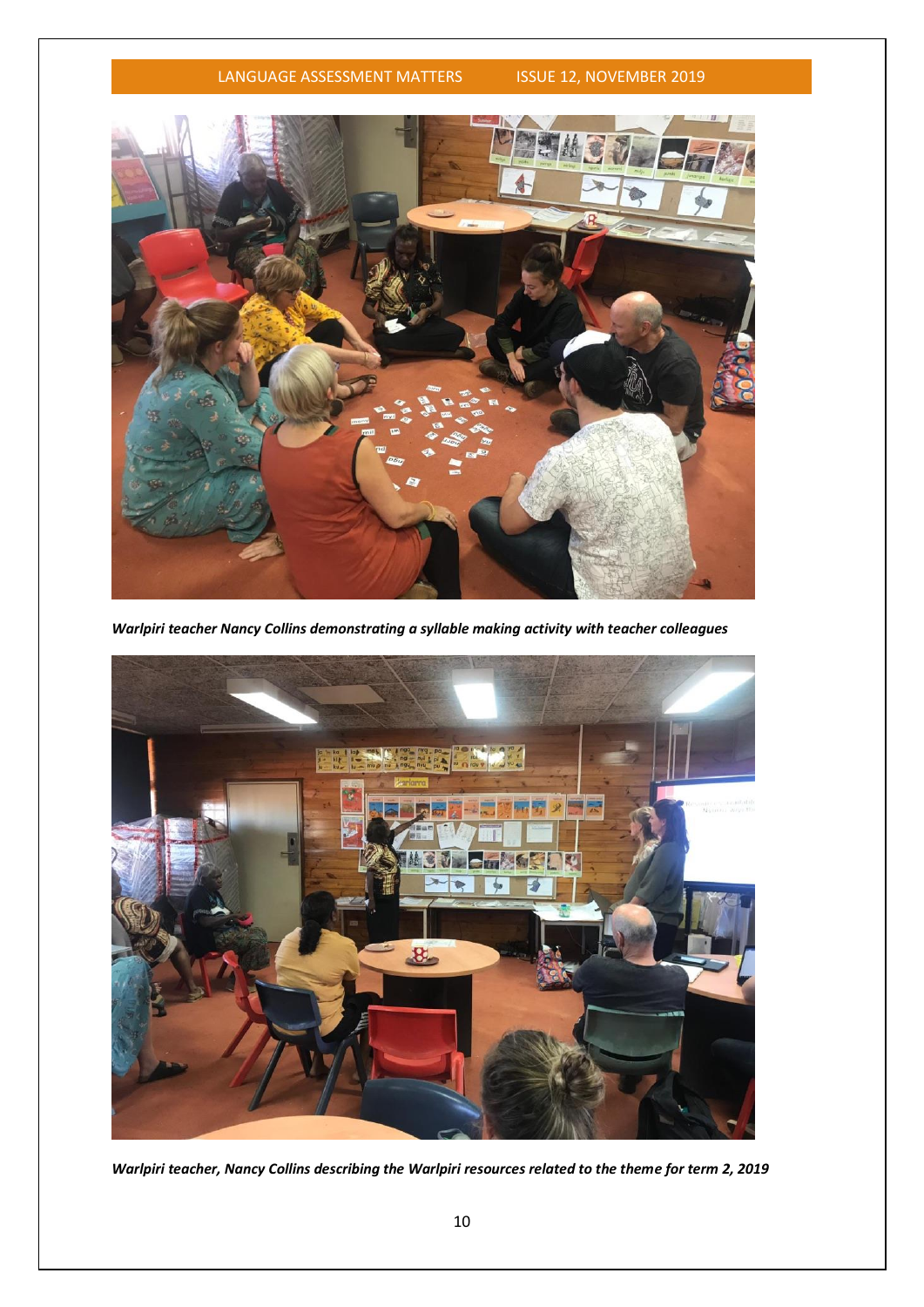***Warlpiri teacher Nancy Collins demonstrating a syllable making activity with teacher colleagues***

***Warlpiri teacher, Nancy Collins describing the Warlpiri resources related to the theme for term 2, 2019***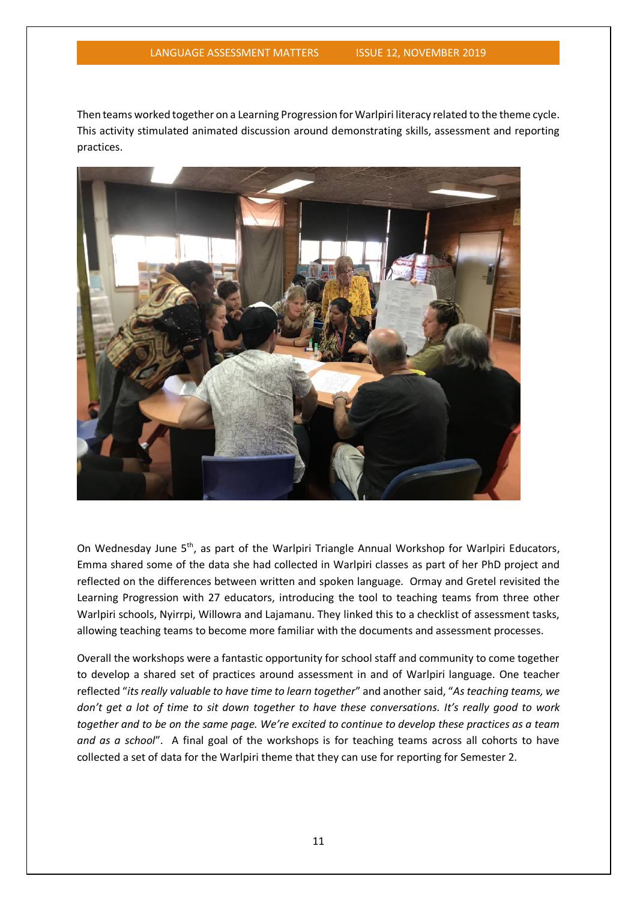Then teams worked together on a Learning Progression for Warlpiri literacy related to the theme cycle. This activity stimulated animated discussion around demonstrating skills, assessment and reporting practices.

On Wednesday June 5th, as part of the Warlpiri Triangle Annual Workshop for Warlpiri Educators, Emma shared some of the data she had collected in Warlpiri classes as part of her PhD project and reflected on the differences between written and spoken language. Ormay and Gretel revisited the Learning Progression with 27 educators, introducing the tool to teaching teams from three other Warlpiri schools, Nyirrpi, Willowra and Lajamanu. They linked this to a checklist of assessment tasks, allowing teaching teams to become more familiar with the documents and assessment processes.

Overall the workshops were a fantastic opportunity for school staff and community to come together to develop a shared set of practices around assessment in and of Warlpiri language. One teacher reflected "*its really valuable to have time to learn together*" and another said, "*As teaching teams, we don't get a lot of time to sit down together to have these conversations. It's really good to work together and to be on the same page. We're excited to continue to develop these practices as a team and as a school*". A final goal of the workshops is for teaching teams across all cohorts to have collected a set of data for the Warlpiri theme that they can use for reporting for Semester 2.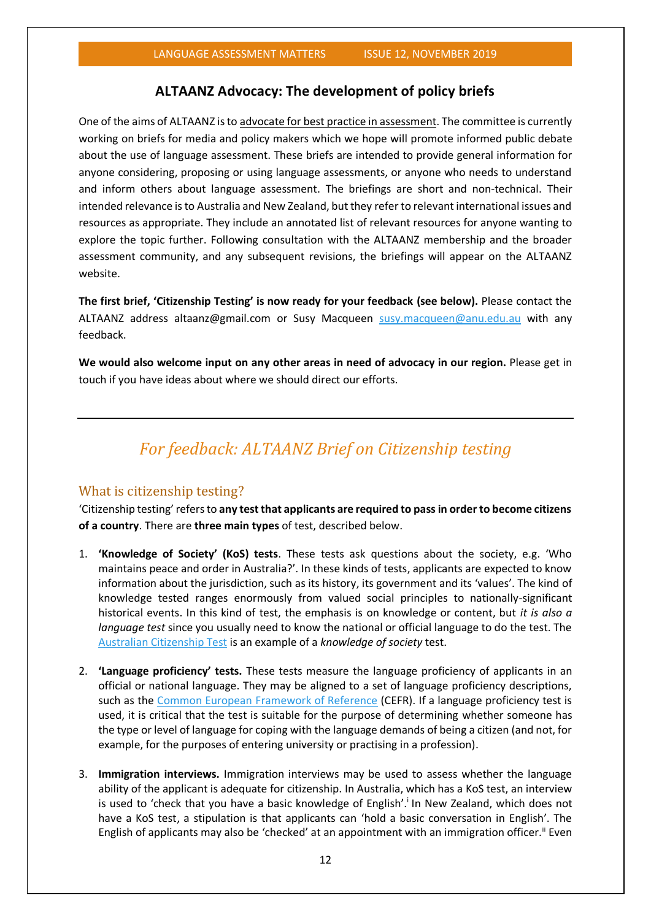## ALTAANZ Advocacy: The development of policy briefs

One of the aims of ALTAANZ is to advocate for best practice in assessment. The committee is currently working on briefs for media and policy makers which we hope will promote informed public debate about the use of language assessment. These briefs are intended to provide general information for anyone considering, proposing or using language assessments, or anyone who needs to understand and inform others about language assessment. The briefings are short and non-technical. Their intended relevance is to Australia and New Zealand, but they refer to relevant international issues and resources as appropriate. They include an annotated list of relevant resources for anyone wanting to explore the topic further. Following consultation with the ALTAANZ membership and the broader assessment community, and any subsequent revisions, the briefings will appear on the ALTAANZ website.

**The first brief, 'Citizenship Testing' is now ready for your feedback (see below).** Please contact the ALTAANZ address altaanz@gmail.com or Susy Macqueen susy.macqueen@anu.edu.au with any feedback.

**We would also welcome input on any other areas in need of advocacy in our region.** Please get in touch if you have ideas about where we should direct our efforts.

---

# *For feedback: ALTAANZ Brief on Citizenship testing*

## What is citizenship testing?

'Citizenship testing' refers to **any test that applicants are required to pass in order to become citizens of a country**. There are **three main types** of test, described below.

1. **'Knowledge of Society' (KoS) tests**. These tests ask questions about the society, e.g. 'Who maintains peace and order in Australia?'. In these kinds of tests, applicants are expected to know information about the jurisdiction, such as its history, its government and its 'values'. The kind of knowledge tested ranges enormously from valued social principles to nationally-significant historical events. In this kind of test, the emphasis is on knowledge or content, but *it is also a language test* since you usually need to know the national or official language to do the test. The Australian Citizenship Test is an example of a *knowledge of society* test.

2. **'Language proficiency' tests.** These tests measure the language proficiency of applicants in an official or national language. They may be aligned to a set of language proficiency descriptions, such as the Common European Framework of Reference (CEFR). If a language proficiency test is used, it is critical that the test is suitable for the purpose of determining whether someone has the type or level of language for coping with the language demands of being a citizen (and not, for example, for the purposes of entering university or practising in a profession).

3. **Immigration interviews.** Immigration interviews may be used to assess whether the language ability of the applicant is adequate for citizenship. In Australia, which has a KoS test, an interview is used to 'check that you have a basic knowledge of English'.[i] In New Zealand, which does not have a KoS test, a stipulation is that applicants can 'hold a basic conversation in English'. The English of applicants may also be 'checked' at an appointment with an immigration officer.[ii] Even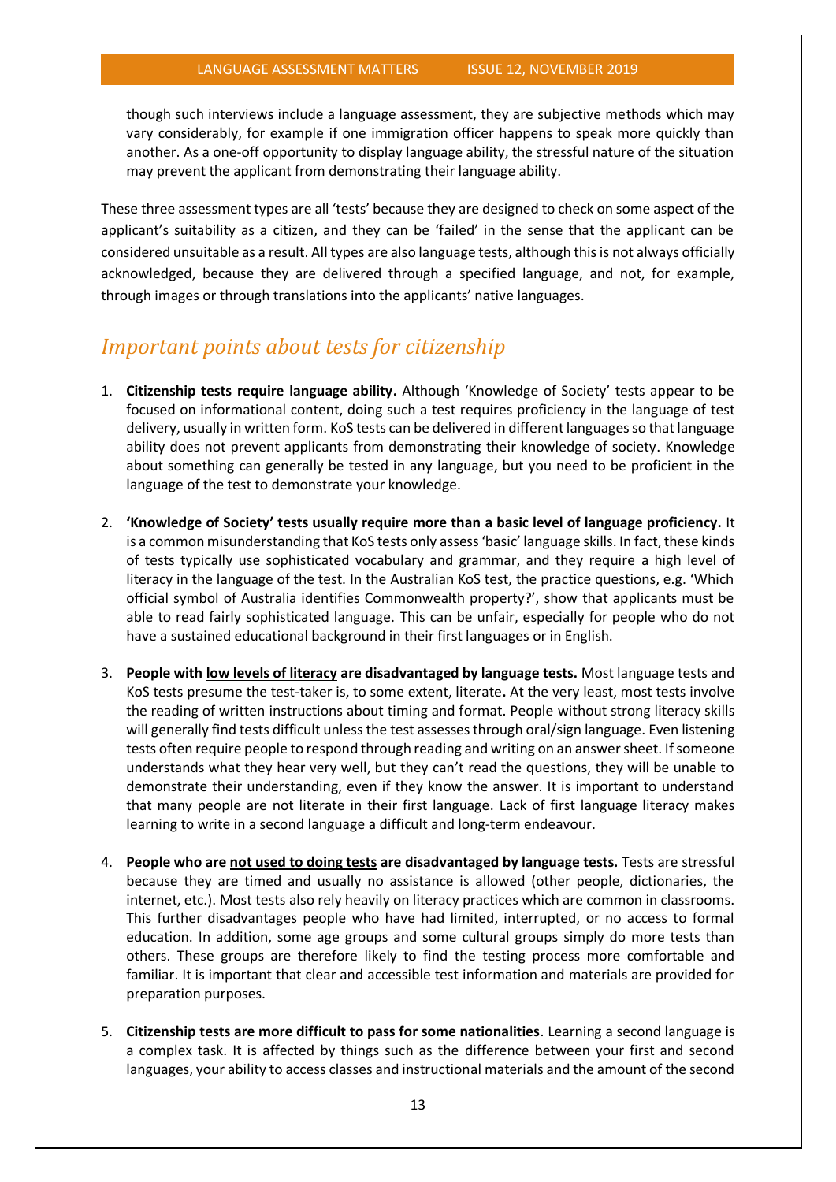though such interviews include a language assessment, they are subjective methods which may vary considerably, for example if one immigration officer happens to speak more quickly than another. As a one-off opportunity to display language ability, the stressful nature of the situation may prevent the applicant from demonstrating their language ability.

These three assessment types are all 'tests' because they are designed to check on some aspect of the applicant's suitability as a citizen, and they can be 'failed' in the sense that the applicant can be considered unsuitable as a result. All types are also language tests, although this is not always officially acknowledged, because they are delivered through a specified language, and not, for example, through images or through translations into the applicants' native languages.

## *Important points about tests for citizenship*

1. **Citizenship tests require language ability.** Although 'Knowledge of Society' tests appear to be focused on informational content, doing such a test requires proficiency in the language of test delivery, usually in written form. KoS tests can be delivered in different languages so that language ability does not prevent applicants from demonstrating their knowledge of society. Knowledge about something can generally be tested in any language, but you need to be proficient in the language of the test to demonstrate your knowledge.

2. **'Knowledge of Society' tests usually require <u>more than</u> a basic level of language proficiency.** It is a common misunderstanding that KoS tests only assess 'basic' language skills. In fact, these kinds of tests typically use sophisticated vocabulary and grammar, and they require a high level of literacy in the language of the test. In the Australian KoS test, the practice questions, e.g. 'Which official symbol of Australia identifies Commonwealth property?', show that applicants must be able to read fairly sophisticated language. This can be unfair, especially for people who do not have a sustained educational background in their first languages or in English.

3. **People with <u>low levels of literacy</u> are disadvantaged by language tests.** Most language tests and KoS tests presume the test-taker is, to some extent, literate**.** At the very least, most tests involve the reading of written instructions about timing and format. People without strong literacy skills will generally find tests difficult unless the test assesses through oral/sign language. Even listening tests often require people to respond through reading and writing on an answer sheet. If someone understands what they hear very well, but they can't read the questions, they will be unable to demonstrate their understanding, even if they know the answer. It is important to understand that many people are not literate in their first language. Lack of first language literacy makes learning to write in a second language a difficult and long-term endeavour.

4. **People who are <u>not used to doing tests</u> are disadvantaged by language tests.** Tests are stressful because they are timed and usually no assistance is allowed (other people, dictionaries, the internet, etc.). Most tests also rely heavily on literacy practices which are common in classrooms. This further disadvantages people who have had limited, interrupted, or no access to formal education. In addition, some age groups and some cultural groups simply do more tests than others. These groups are therefore likely to find the testing process more comfortable and familiar. It is important that clear and accessible test information and materials are provided for preparation purposes.

5. **Citizenship tests are more difficult to pass for some nationalities**. Learning a second language is a complex task. It is affected by things such as the difference between your first and second languages, your ability to access classes and instructional materials and the amount of the second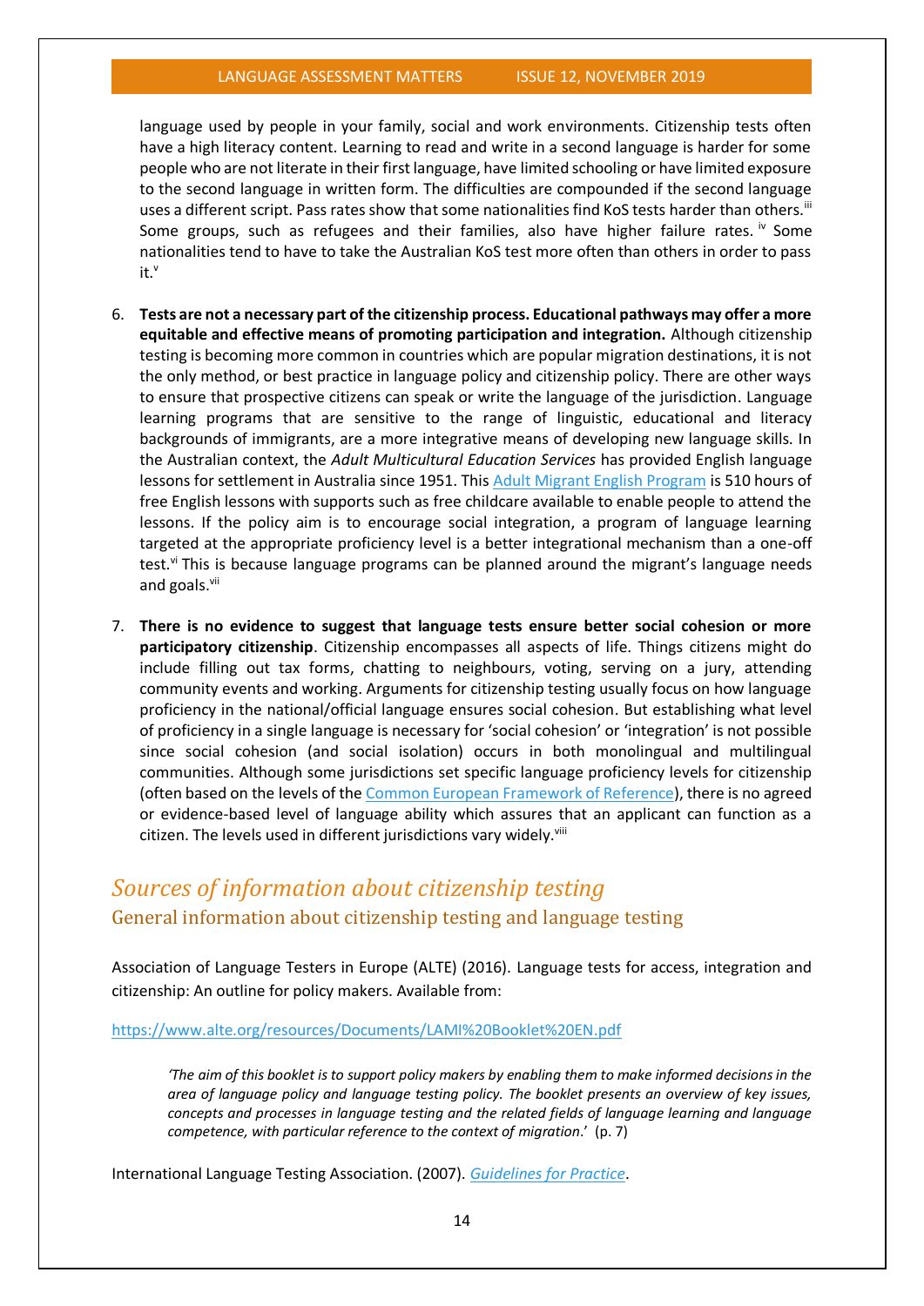language used by people in your family, social and work environments. Citizenship tests often have a high literacy content. Learning to read and write in a second language is harder for some people who are not literate in their first language, have limited schooling or have limited exposure to the second language in written form. The difficulties are compounded if the second language uses a different script. Pass rates show that some nationalities find KoS tests harder than others.[iii] Some groups, such as refugees and their families, also have higher failure rates.[iv] Some nationalities tend to have to take the Australian KoS test more often than others in order to pass it.[v]

6. **Tests are not a necessary part of the citizenship process. Educational pathways may offer a more equitable and effective means of promoting participation and integration.** Although citizenship testing is becoming more common in countries which are popular migration destinations, it is not the only method, or best practice in language policy and citizenship policy. There are other ways to ensure that prospective citizens can speak or write the language of the jurisdiction. Language learning programs that are sensitive to the range of linguistic, educational and literacy backgrounds of immigrants, are a more integrative means of developing new language skills. In the Australian context, the *Adult Multicultural Education Services* has provided English language lessons for settlement in Australia since 1951. This Adult Migrant English Program is 510 hours of free English lessons with supports such as free childcare available to enable people to attend the lessons. If the policy aim is to encourage social integration, a program of language learning targeted at the appropriate proficiency level is a better integrational mechanism than a one-off test.[vi] This is because language programs can be planned around the migrant's language needs and goals.[vii]

7. **There is no evidence to suggest that language tests ensure better social cohesion or more participatory citizenship**. Citizenship encompasses all aspects of life. Things citizens might do include filling out tax forms, chatting to neighbours, voting, serving on a jury, attending community events and working. Arguments for citizenship testing usually focus on how language proficiency in the national/official language ensures social cohesion. But establishing what level of proficiency in a single language is necessary for 'social cohesion' or 'integration' is not possible since social cohesion (and social isolation) occurs in both monolingual and multilingual communities. Although some jurisdictions set specific language proficiency levels for citizenship (often based on the levels of the Common European Framework of Reference), there is no agreed or evidence-based level of language ability which assures that an applicant can function as a citizen. The levels used in different jurisdictions vary widely.[viii]

## *Sources of information about citizenship testing*

### General information about citizenship testing and language testing

Association of Language Testers in Europe (ALTE) (2016). Language tests for access, integration and citizenship: An outline for policy makers. Available from:

https://www.alte.org/resources/Documents/LAMI%20Booklet%20EN.pdf

> *'The aim of this booklet is to support policy makers by enabling them to make informed decisions in the area of language policy and language testing policy. The booklet presents an overview of key issues, concepts and processes in language testing and the related fields of language learning and language competence, with particular reference to the context of migration.'* (p. 7)

International Language Testing Association. (2007). *Guidelines for Practice*.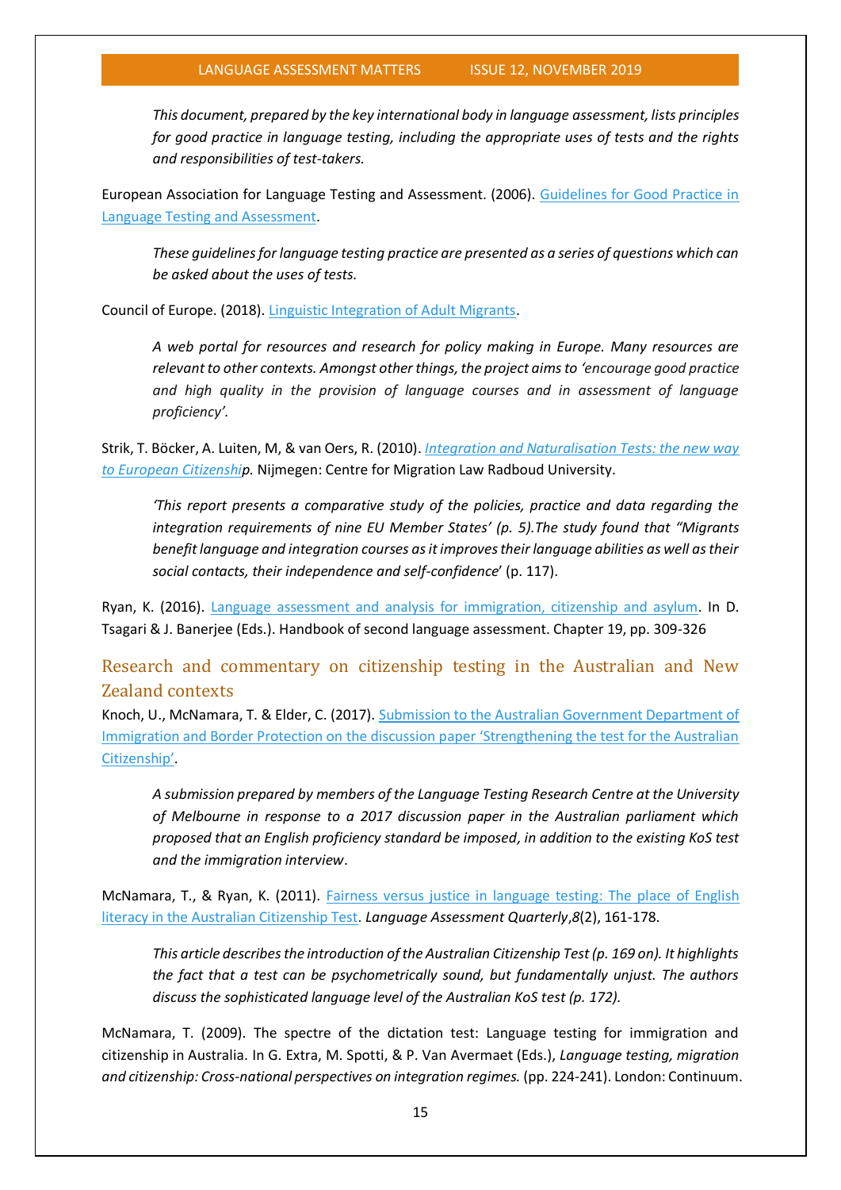*This document, prepared by the key international body in language assessment, lists principles for good practice in language testing, including the appropriate uses of tests and the rights and responsibilities of test-takers.*

European Association for Language Testing and Assessment. (2006). Guidelines for Good Practice in Language Testing and Assessment.

*These guidelines for language testing practice are presented as a series of questions which can be asked about the uses of tests.*

Council of Europe. (2018). Linguistic Integration of Adult Migrants.

*A web portal for resources and research for policy making in Europe. Many resources are relevant to other contexts. Amongst other things, the project aims to 'encourage good practice and high quality in the provision of language courses and in assessment of language proficiency'.*

Strik, T. Böcker, A. Luiten, M, & van Oers, R. (2010). *Integration and Naturalisation Tests: the new way to European Citizenship*. Nijmegen: Centre for Migration Law Radboud University.

*'This report presents a comparative study of the policies, practice and data regarding the integration requirements of nine EU Member States' (p. 5).The study found that "Migrants benefit language and integration courses as it improves their language abilities as well as their social contacts, their independence and self-confidence*' (p. 117).

Ryan, K. (2016). Language assessment and analysis for immigration, citizenship and asylum. In D. Tsagari & J. Banerjee (Eds.). Handbook of second language assessment. Chapter 19, pp. 309-326

## Research and commentary on citizenship testing in the Australian and New Zealand contexts

Knoch, U., McNamara, T. & Elder, C. (2017). Submission to the Australian Government Department of Immigration and Border Protection on the discussion paper 'Strengthening the test for the Australian Citizenship'.

*A submission prepared by members of the Language Testing Research Centre at the University of Melbourne in response to a 2017 discussion paper in the Australian parliament which proposed that an English proficiency standard be imposed, in addition to the existing KoS test and the immigration interview*.

McNamara, T., & Ryan, K. (2011). Fairness versus justice in language testing: The place of English literacy in the Australian Citizenship Test. *Language Assessment Quarterly*,*8*(2), 161-178.

*This article describes the introduction of the Australian Citizenship Test (p. 169 on). It highlights the fact that a test can be psychometrically sound, but fundamentally unjust. The authors discuss the sophisticated language level of the Australian KoS test (p. 172).*

McNamara, T. (2009). The spectre of the dictation test: Language testing for immigration and citizenship in Australia. In G. Extra, M. Spotti, & P. Van Avermaet (Eds.), *Language testing, migration and citizenship: Cross-national perspectives on integration regimes.* (pp. 224-241). London: Continuum.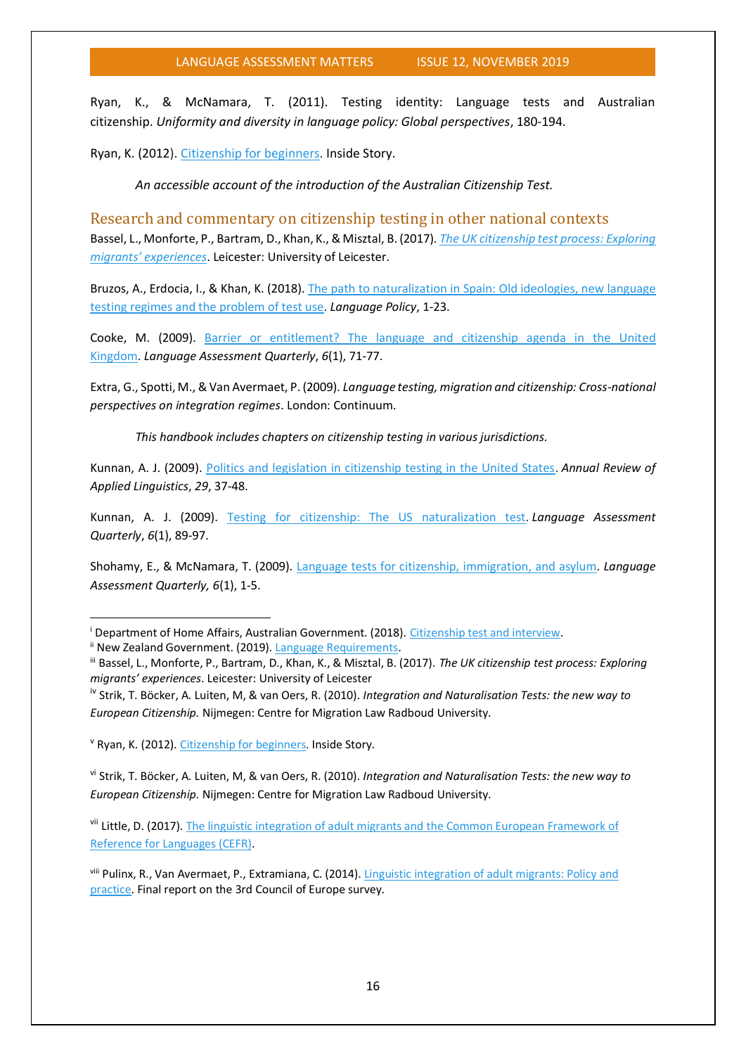Ryan, K., & McNamara, T. (2011). Testing identity: Language tests and Australian citizenship. *Uniformity and diversity in language policy: Global perspectives*, 180-194.

Ryan, K. (2012). Citizenship for beginners. Inside Story.

*An accessible account of the introduction of the Australian Citizenship Test.*

## Research and commentary on citizenship testing in other national contexts

Bassel, L., Monforte, P., Bartram, D., Khan, K., & Misztal, B. (2017). *The UK citizenship test process: Exploring migrants' experiences*. Leicester: University of Leicester.

Bruzos, A., Erdocia, I., & Khan, K. (2018). The path to naturalization in Spain: Old ideologies, new language testing regimes and the problem of test use. *Language Policy*, 1-23.

Cooke, M. (2009). Barrier or entitlement? The language and citizenship agenda in the United Kingdom. *Language Assessment Quarterly*, *6*(1), 71-77.

Extra, G., Spotti, M., & Van Avermaet, P. (2009). *Language testing, migration and citizenship: Cross-national perspectives on integration regimes*. London: Continuum.

*This handbook includes chapters on citizenship testing in various jurisdictions.*

Kunnan, A. J. (2009). Politics and legislation in citizenship testing in the United States. *Annual Review of Applied Linguistics*, *29*, 37-48.

Kunnan, A. J. (2009). Testing for citizenship: The US naturalization test. *Language Assessment Quarterly*, *6*(1), 89-97.

Shohamy, E., & McNamara, T. (2009). Language tests for citizenship, immigration, and asylum. *Language Assessment Quarterly, 6*(1), 1-5.

---

[i] Department of Home Affairs, Australian Government. (2018). Citizenship test and interview.

[ii] New Zealand Government. (2019). Language Requirements.

[iii] Bassel, L., Monforte, P., Bartram, D., Khan, K., & Misztal, B. (2017). *The UK citizenship test process: Exploring migrants' experiences*. Leicester: University of Leicester

[iv] Strik, T. Böcker, A. Luiten, M, & van Oers, R. (2010). *Integration and Naturalisation Tests: the new way to European Citizenship.* Nijmegen: Centre for Migration Law Radboud University.

[v] Ryan, K. (2012). Citizenship for beginners. Inside Story.

[vi] Strik, T. Böcker, A. Luiten, M, & van Oers, R. (2010). *Integration and Naturalisation Tests: the new way to European Citizenship.* Nijmegen: Centre for Migration Law Radboud University.

[vii] Little, D. (2017). The linguistic integration of adult migrants and the Common European Framework of Reference for Languages (CEFR).

[viii] Pulinx, R., Van Avermaet, P., Extramiana, C. (2014). Linguistic integration of adult migrants: Policy and practice. Final report on the 3rd Council of Europe survey.